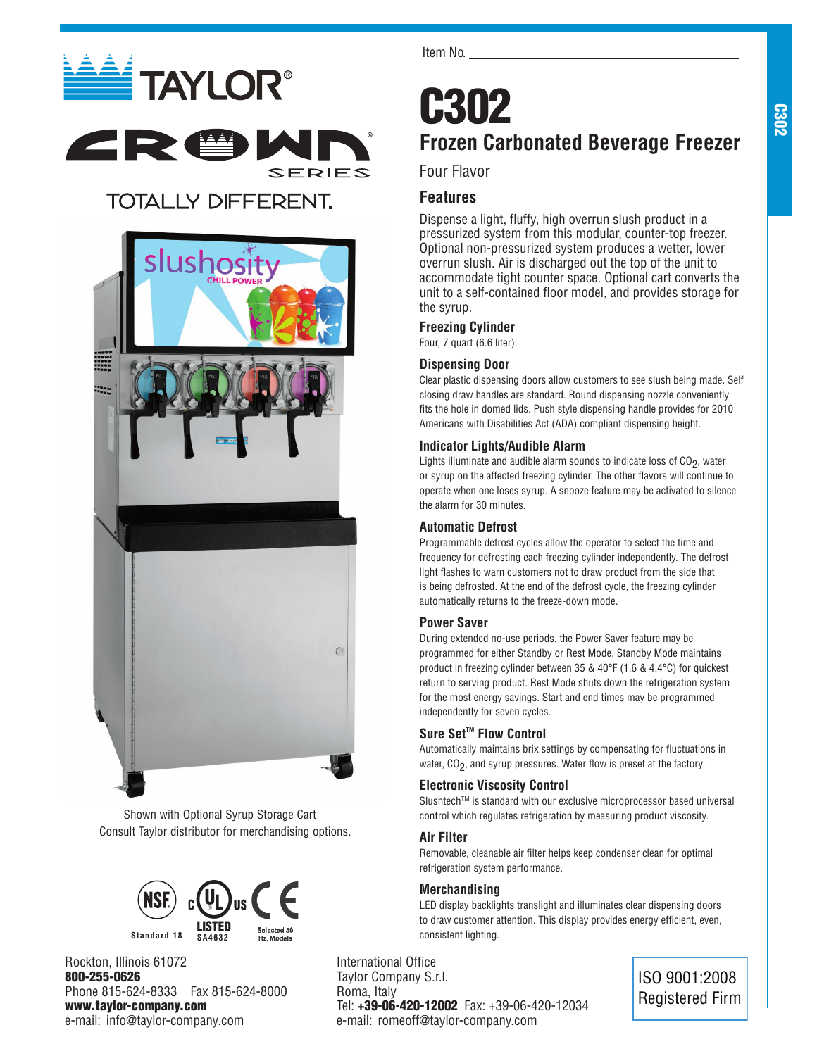TAYLOR®

CROWN® SERIES

TOTALLY DIFFERENT.

Shown with Optional Syrup Storage Cart
Consult Taylor distributor for merchandising options.

NSF Standard 18 | c UL us LISTED SA4632 | CE Selected 50 Hz. Models

Item No. ____________________

# C302

## Frozen Carbonated Beverage Freezer

Four Flavor

### Features

Dispense a light, fluffy, high overrun slush product in a pressurized system from this modular, counter-top freezer. Optional non-pressurized system produces a wetter, lower overrun slush. Air is discharged out the top of the unit to accommodate tight counter space. Optional cart converts the unit to a self-contained floor model, and provides storage for the syrup.

### Freezing Cylinder

Four, 7 quart (6.6 liter).

### Dispensing Door

Clear plastic dispensing doors allow customers to see slush being made. Self closing draw handles are standard. Round dispensing nozzle conveniently fits the hole in domed lids. Push style dispensing handle provides for 2010 Americans with Disabilities Act (ADA) compliant dispensing height.

### Indicator Lights/Audible Alarm

Lights illuminate and audible alarm sounds to indicate loss of $CO_2$, water or syrup on the affected freezing cylinder. The other flavors will continue to operate when one loses syrup. A snooze feature may be activated to silence the alarm for 30 minutes.

### Automatic Defrost

Programmable defrost cycles allow the operator to select the time and frequency for defrosting each freezing cylinder independently. The defrost light flashes to warn customers not to draw product from the side that is being defrosted. At the end of the defrost cycle, the freezing cylinder automatically returns to the freeze-down mode.

### Power Saver

During extended no-use periods, the Power Saver feature may be programmed for either Standby or Rest Mode. Standby Mode maintains product in freezing cylinder between 35 & 40°F (1.6 & 4.4°C) for quickest return to serving product. Rest Mode shuts down the refrigeration system for the most energy savings. Start and end times may be programmed independently for seven cycles.

### Sure Set™ Flow Control

Automatically maintains brix settings by compensating for fluctuations in water, $CO_2$, and syrup pressures. Water flow is preset at the factory.

### Electronic Viscosity Control

Slushtech™ is standard with our exclusive microprocessor based universal control which regulates refrigeration by measuring product viscosity.

### Air Filter

Removable, cleanable air filter helps keep condenser clean for optimal refrigeration system performance.

### Merchandising

LED display backlights translight and illuminates clear dispensing doors to draw customer attention. This display provides energy efficient, even, consistent lighting.

---

Rockton, Illinois 61072
**800-255-0626**
Phone 815-624-8333 Fax 815-624-8000
**www.taylor-company.com**
e-mail: info@taylor-company.com

International Office
Taylor Company S.r.l.
Roma, Italy
Tel: **+39-06-420-12002** Fax: +39-06-420-12034
e-mail: romeoff@taylor-company.com

ISO 9001:2008
Registered Firm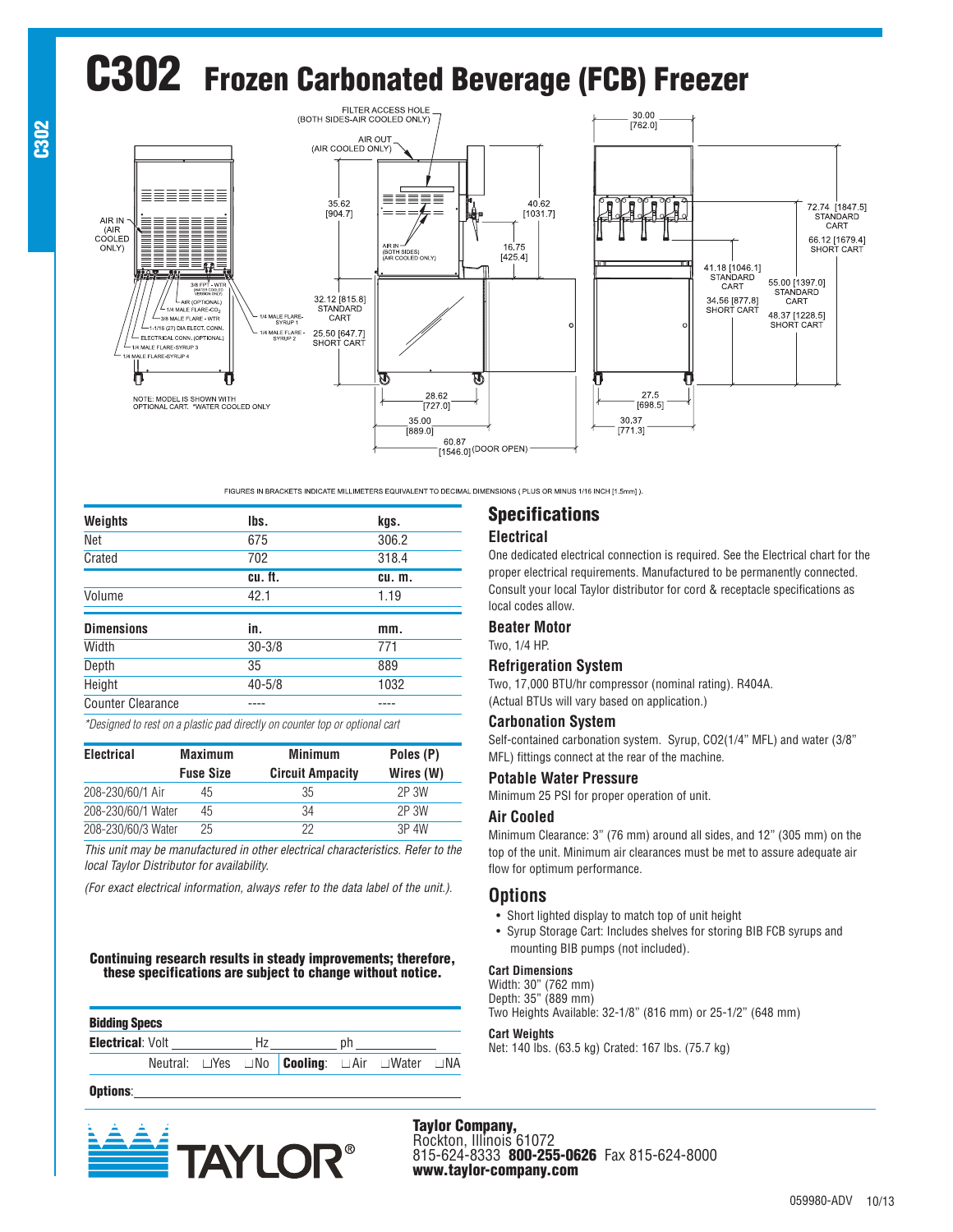# C302 Frozen Carbonated Beverage (FCB) Freezer

FILTER ACCESS HOLE (BOTH SIDES-AIR COOLED ONLY)

AIR OUT (AIR COOLED ONLY)

AIR IN (AIR COOLED ONLY)

AIR IN (BOTH SIDES) (AIR COOLED ONLY)

3/8 FPT - WTR (WATER COOLED VERSION ONLY)
AIR (OPTIONAL)
1/4 MALE FLARE-$CO_2$
3/8 MALE FLARE - WTR
1-1/16 (27) DIA ELECT. CONN.
ELECTRICAL CONN. (OPTIONAL)
1/4 MALE FLARE-SYRUP 3
1/4 MALE FLARE-SYRUP 4
1/4 MALE FLARE-SYRUP 1
1/4 MALE FLARE - SYRUP 2

NOTE: MODEL IS SHOWN WITH OPTIONAL CART. *WATER COOLED ONLY

35.62 [904.7]
40.62 [1031.7]
16.75 [425.4]
32.12 [815.8] STANDARD CART
25.50 [647.7] SHORT CART
28.62 [727.0]
35.00 [889.0]
60.87 [1546.0] (DOOR OPEN)
30.00 [762.0]
72.74 [1847.5] STANDARD CART
66.12 [1679.4] SHORT CART
41.18 [1046.1] STANDARD CART
34.56 [877.8] SHORT CART
55.00 [1397.0] STANDARD CART
48.37 [1228.5] SHORT CART
27.5 [698.5]
30.37 [771.3]

FIGURES IN BRACKETS INDICATE MILLIMETERS EQUIVALENT TO DECIMAL DIMENSIONS ( PLUS OR MINUS 1/16 INCH [1.5mm] ).

| Weights | lbs. | kgs. |
|---|---|---|
| Net | 675 | 306.2 |
| Crated | 702 | 318.4 |
| | cu. ft. | cu. m. |
| Volume | 42.1 | 1.19 |

| Dimensions | in. | mm. |
|---|---|---|
| Width | 30-3/8 | 771 |
| Depth | 35 | 889 |
| Height | 40-5/8 | 1032 |
| Counter Clearance | ---- | ---- |

*Designed to rest on a plastic pad directly on counter top or optional cart*

| Electrical | Maximum Fuse Size | Minimum Circuit Ampacity | Poles (P) Wires (W) |
|---|---|---|---|
| 208-230/60/1 Air | 45 | 35 | 2P 3W |
| 208-230/60/1 Water | 45 | 34 | 2P 3W |
| 208-230/60/3 Water | 25 | 22 | 3P 4W |

*This unit may be manufactured in other electrical characteristics. Refer to the local Taylor Distributor for availability.*

*(For exact electrical information, always refer to the data label of the unit.).*

**Continuing research results in steady improvements; therefore, these specifications are subject to change without notice.**

**Bidding Specs**

**Electrical**: Volt \_\_\_\_\_\_\_\_ Hz \_\_\_\_\_\_\_\_ ph \_\_\_\_\_\_\_\_

Neutral: ❑Yes ❑No | **Cooling**: ❑Air ❑Water ❑NA

**Options**: \_\_\_\_\_\_\_\_\_\_\_\_\_\_\_\_

## Specifications

### Electrical

One dedicated electrical connection is required. See the Electrical chart for the proper electrical requirements. Manufactured to be permanently connected. Consult your local Taylor distributor for cord & receptacle specifications as local codes allow.

### Beater Motor

Two, 1/4 HP.

### Refrigeration System

Two, 17,000 BTU/hr compressor (nominal rating). R404A.
(Actual BTUs will vary based on application.)

### Carbonation System

Self-contained carbonation system. Syrup, CO2(1/4" MFL) and water (3/8" MFL) fittings connect at the rear of the machine.

### Potable Water Pressure

Minimum 25 PSI for proper operation of unit.

### Air Cooled

Minimum Clearance: 3" (76 mm) around all sides, and 12" (305 mm) on the top of the unit. Minimum air clearances must be met to assure adequate air flow for optimum performance.

## Options

- Short lighted display to match top of unit height
- Syrup Storage Cart: Includes shelves for storing BIB FCB syrups and mounting BIB pumps (not included).

**Cart Dimensions**

Width: 30" (762 mm)
Depth: 35" (889 mm)
Two Heights Available: 32-1/8" (816 mm) or 25-1/2" (648 mm)

**Cart Weights**

Net: 140 lbs. (63.5 kg) Crated: 167 lbs. (75.7 kg)

TAYLOR®

**Taylor Company,**
Rockton, Illinois 61072
815-624-8333 **800-255-0626** Fax 815-624-8000
**www.taylor-company.com**

059980-ADV 10/13